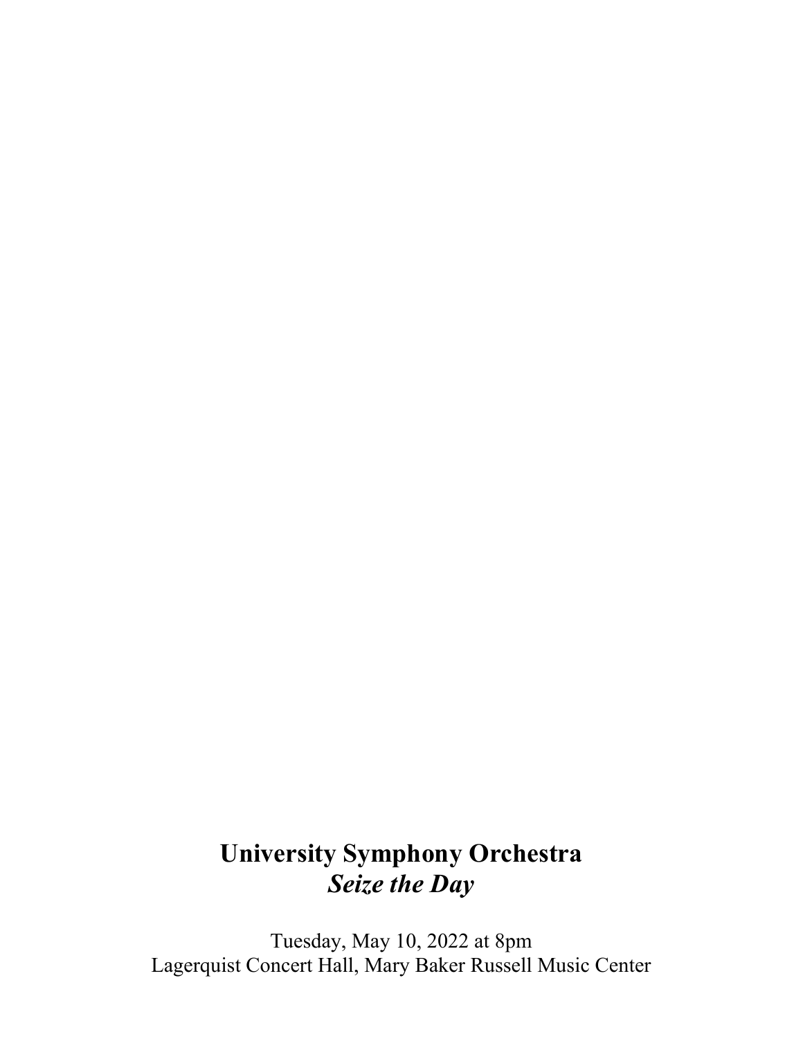# University Symphony Orchestra

## *Seize the Day*

Tuesday, May 10, 2022 at 8pm
Lagerquist Concert Hall, Mary Baker Russell Music Center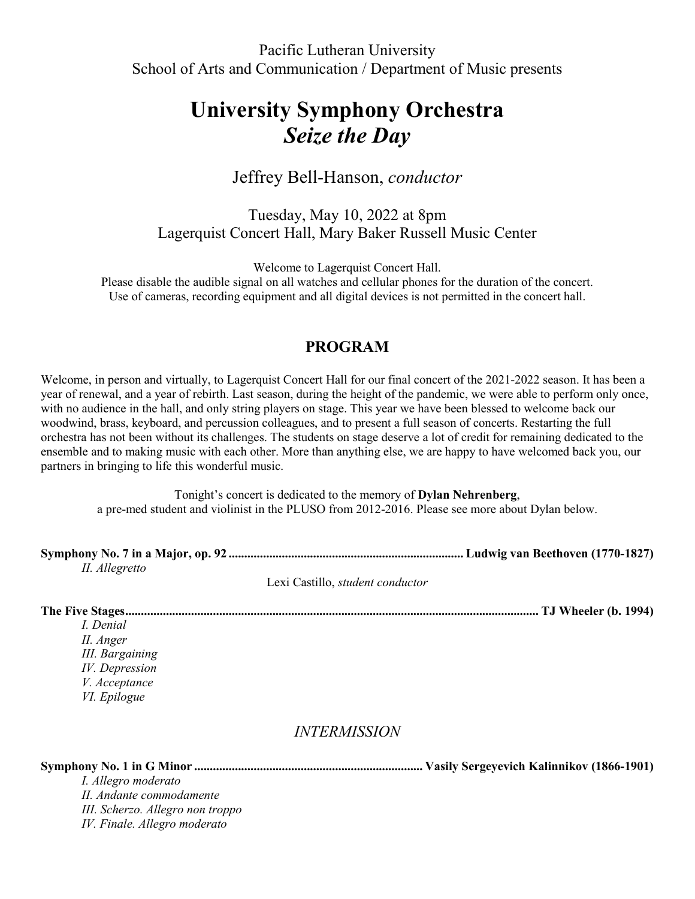Pacific Lutheran University
School of Arts and Communication / Department of Music presents

# University Symphony Orchestra
# *Seize the Day*

Jeffrey Bell-Hanson, *conductor*

Tuesday, May 10, 2022 at 8pm
Lagerquist Concert Hall, Mary Baker Russell Music Center

Welcome to Lagerquist Concert Hall.
Please disable the audible signal on all watches and cellular phones for the duration of the concert.
Use of cameras, recording equipment and all digital devices is not permitted in the concert hall.

## PROGRAM

Welcome, in person and virtually, to Lagerquist Concert Hall for our final concert of the 2021-2022 season. It has been a year of renewal, and a year of rebirth. Last season, during the height of the pandemic, we were able to perform only once, with no audience in the hall, and only string players on stage. This year we have been blessed to welcome back our woodwind, brass, keyboard, and percussion colleagues, and to present a full season of concerts. Restarting the full orchestra has not been without its challenges. The students on stage deserve a lot of credit for remaining dedicated to the ensemble and to making music with each other. More than anything else, we are happy to have welcomed back you, our partners in bringing to life this wonderful music.

Tonight's concert is dedicated to the memory of **Dylan Nehrenberg**,
a pre-med student and violinist in the PLUSO from 2012-2016. Please see more about Dylan below.

**Symphony No. 7 in a Major, op. 92 .......................................................................... Ludwig van Beethoven (1770-1827)**

*II. Allegretto*

Lexi Castillo, *student conductor*

**The Five Stages.................................................................................................................................. TJ Wheeler (b. 1994)**

*I. Denial*
*II. Anger*
*III. Bargaining*
*IV. Depression*
*V. Acceptance*
*VI. Epilogue*

*INTERMISSION*

**Symphony No. 1 in G Minor ........................................................................ Vasily Sergeyevich Kalinnikov (1866-1901)**

*I. Allegro moderato*
*II. Andante commodamente*
*III. Scherzo. Allegro non troppo*
*IV. Finale. Allegro moderato*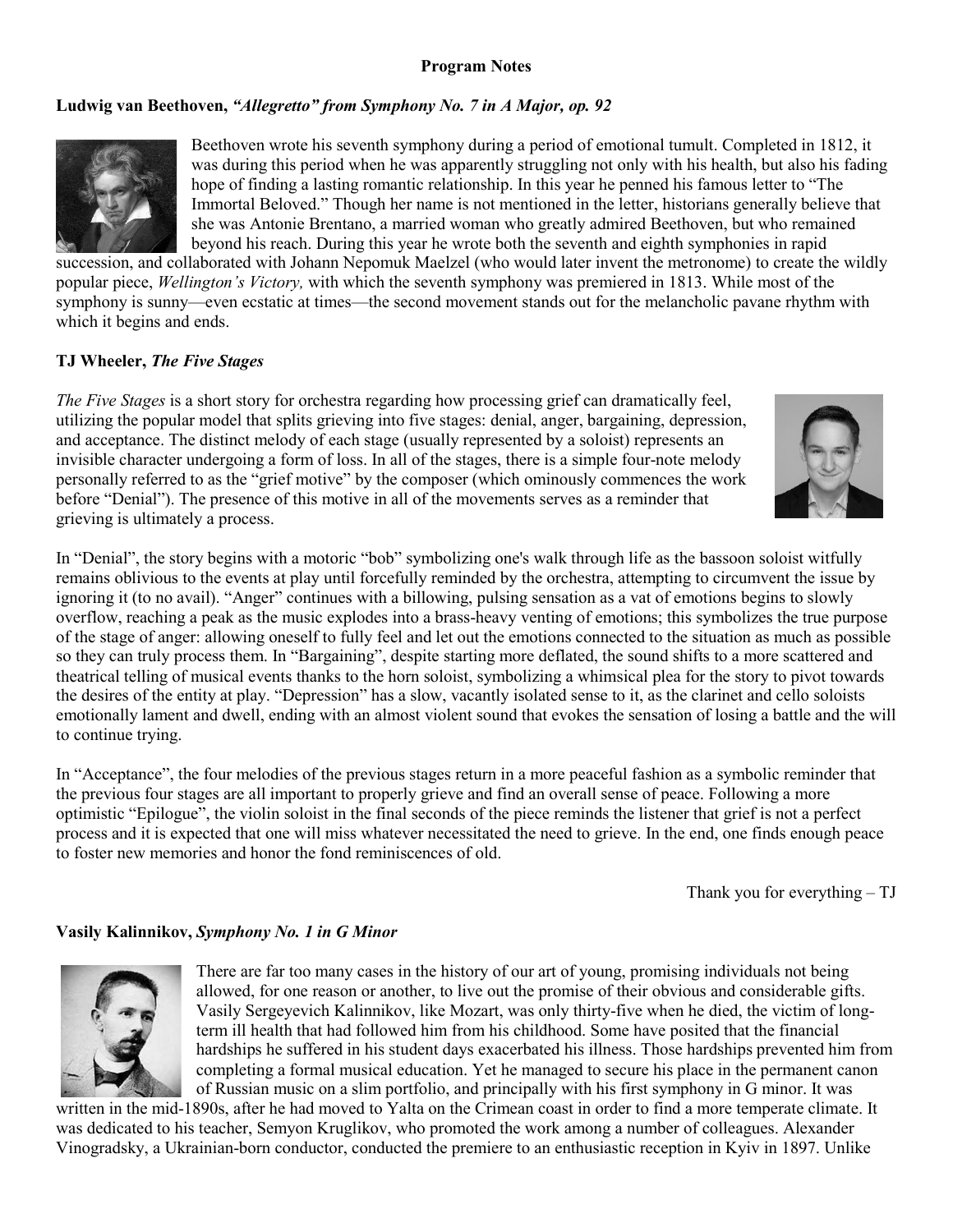**Program Notes**

### Ludwig van Beethoven, *"Allegretto" from Symphony No. 7 in A Major, op. 92*

Beethoven wrote his seventh symphony during a period of emotional tumult. Completed in 1812, it was during this period when he was apparently struggling not only with his health, but also his fading hope of finding a lasting romantic relationship. In this year he penned his famous letter to "The Immortal Beloved." Though her name is not mentioned in the letter, historians generally believe that she was Antonie Brentano, a married woman who greatly admired Beethoven, but who remained beyond his reach. During this year he wrote both the seventh and eighth symphonies in rapid succession, and collaborated with Johann Nepomuk Maelzel (who would later invent the metronome) to create the wildly popular piece, *Wellington's Victory,* with which the seventh symphony was premiered in 1813. While most of the symphony is sunny—even ecstatic at times—the second movement stands out for the melancholic pavane rhythm with which it begins and ends.

### TJ Wheeler, *The Five Stages*

*The Five Stages* is a short story for orchestra regarding how processing grief can dramatically feel, utilizing the popular model that splits grieving into five stages: denial, anger, bargaining, depression, and acceptance. The distinct melody of each stage (usually represented by a soloist) represents an invisible character undergoing a form of loss. In all of the stages, there is a simple four-note melody personally referred to as the "grief motive" by the composer (which ominously commences the work before "Denial"). The presence of this motive in all of the movements serves as a reminder that grieving is ultimately a process.

In "Denial", the story begins with a motoric "bob" symbolizing one's walk through life as the bassoon soloist witfully remains oblivious to the events at play until forcefully reminded by the orchestra, attempting to circumvent the issue by ignoring it (to no avail). "Anger" continues with a billowing, pulsing sensation as a vat of emotions begins to slowly overflow, reaching a peak as the music explodes into a brass-heavy venting of emotions; this symbolizes the true purpose of the stage of anger: allowing oneself to fully feel and let out the emotions connected to the situation as much as possible so they can truly process them. In "Bargaining", despite starting more deflated, the sound shifts to a more scattered and theatrical telling of musical events thanks to the horn soloist, symbolizing a whimsical plea for the story to pivot towards the desires of the entity at play. "Depression" has a slow, vacantly isolated sense to it, as the clarinet and cello soloists emotionally lament and dwell, ending with an almost violent sound that evokes the sensation of losing a battle and the will to continue trying.

In "Acceptance", the four melodies of the previous stages return in a more peaceful fashion as a symbolic reminder that the previous four stages are all important to properly grieve and find an overall sense of peace. Following a more optimistic "Epilogue", the violin soloist in the final seconds of the piece reminds the listener that grief is not a perfect process and it is expected that one will miss whatever necessitated the need to grieve. In the end, one finds enough peace to foster new memories and honor the fond reminiscences of old.

Thank you for everything – TJ

### Vasily Kalinnikov, *Symphony No. 1 in G Minor*

There are far too many cases in the history of our art of young, promising individuals not being allowed, for one reason or another, to live out the promise of their obvious and considerable gifts. Vasily Sergeyevich Kalinnikov, like Mozart, was only thirty-five when he died, the victim of long-term ill health that had followed him from his childhood. Some have posited that the financial hardships he suffered in his student days exacerbated his illness. Those hardships prevented him from completing a formal musical education. Yet he managed to secure his place in the permanent canon of Russian music on a slim portfolio, and principally with his first symphony in G minor. It was written in the mid-1890s, after he had moved to Yalta on the Crimean coast in order to find a more temperate climate. It was dedicated to his teacher, Semyon Kruglikov, who promoted the work among a number of colleagues. Alexander Vinogradsky, a Ukrainian-born conductor, conducted the premiere to an enthusiastic reception in Kyiv in 1897. Unlike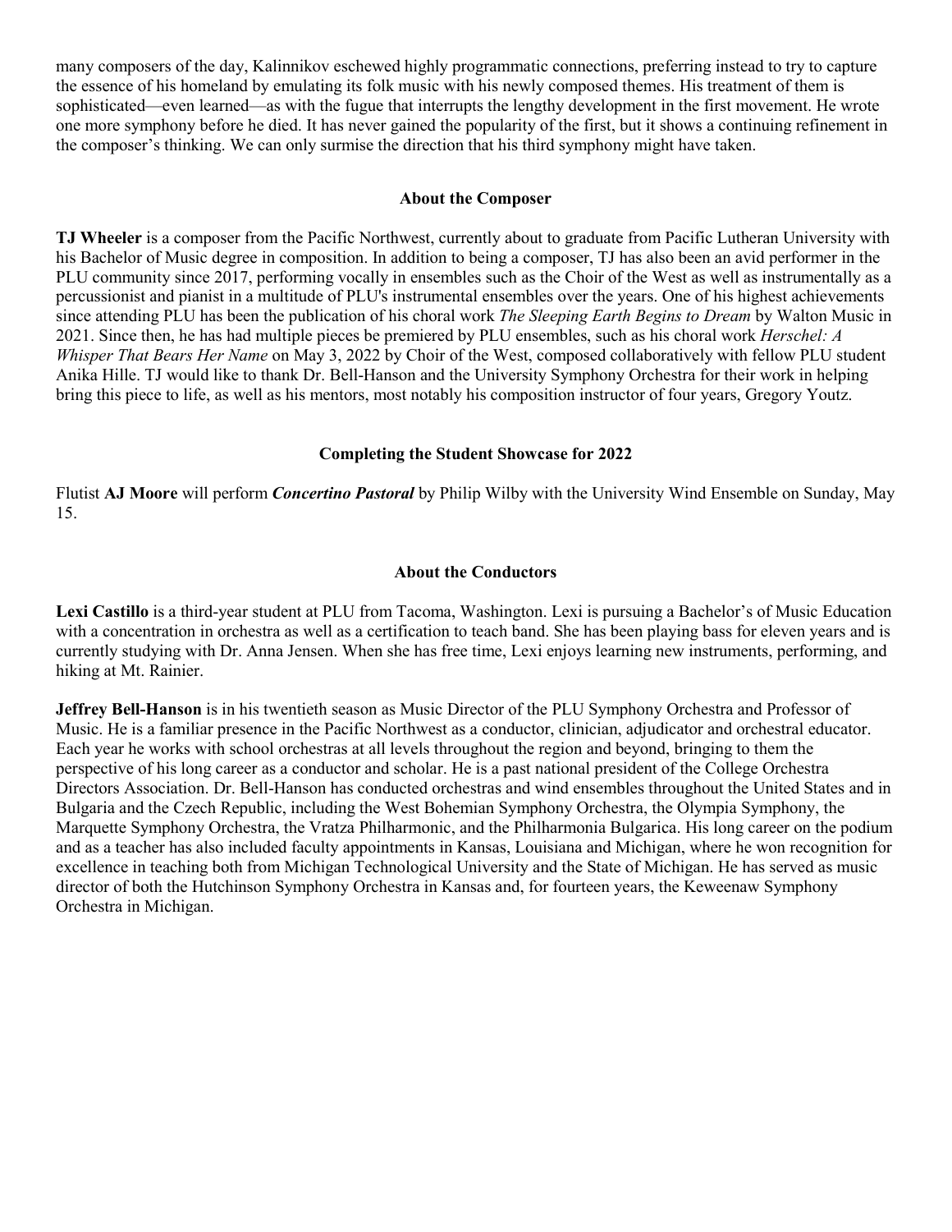many composers of the day, Kalinnikov eschewed highly programmatic connections, preferring instead to try to capture the essence of his homeland by emulating its folk music with his newly composed themes. His treatment of them is sophisticated—even learned—as with the fugue that interrupts the lengthy development in the first movement. He wrote one more symphony before he died. It has never gained the popularity of the first, but it shows a continuing refinement in the composer's thinking. We can only surmise the direction that his third symphony might have taken.

### About the Composer

**TJ Wheeler** is a composer from the Pacific Northwest, currently about to graduate from Pacific Lutheran University with his Bachelor of Music degree in composition. In addition to being a composer, TJ has also been an avid performer in the PLU community since 2017, performing vocally in ensembles such as the Choir of the West as well as instrumentally as a percussionist and pianist in a multitude of PLU's instrumental ensembles over the years. One of his highest achievements since attending PLU has been the publication of his choral work *The Sleeping Earth Begins to Dream* by Walton Music in 2021. Since then, he has had multiple pieces be premiered by PLU ensembles, such as his choral work *Herschel: A Whisper That Bears Her Name* on May 3, 2022 by Choir of the West, composed collaboratively with fellow PLU student Anika Hille. TJ would like to thank Dr. Bell-Hanson and the University Symphony Orchestra for their work in helping bring this piece to life, as well as his mentors, most notably his composition instructor of four years, Gregory Youtz.

### Completing the Student Showcase for 2022

Flutist **AJ Moore** will perform ***Concertino Pastoral*** by Philip Wilby with the University Wind Ensemble on Sunday, May 15.

### About the Conductors

**Lexi Castillo** is a third-year student at PLU from Tacoma, Washington. Lexi is pursuing a Bachelor's of Music Education with a concentration in orchestra as well as a certification to teach band. She has been playing bass for eleven years and is currently studying with Dr. Anna Jensen. When she has free time, Lexi enjoys learning new instruments, performing, and hiking at Mt. Rainier.

**Jeffrey Bell-Hanson** is in his twentieth season as Music Director of the PLU Symphony Orchestra and Professor of Music. He is a familiar presence in the Pacific Northwest as a conductor, clinician, adjudicator and orchestral educator. Each year he works with school orchestras at all levels throughout the region and beyond, bringing to them the perspective of his long career as a conductor and scholar. He is a past national president of the College Orchestra Directors Association. Dr. Bell-Hanson has conducted orchestras and wind ensembles throughout the United States and in Bulgaria and the Czech Republic, including the West Bohemian Symphony Orchestra, the Olympia Symphony, the Marquette Symphony Orchestra, the Vratza Philharmonic, and the Philharmonia Bulgarica. His long career on the podium and as a teacher has also included faculty appointments in Kansas, Louisiana and Michigan, where he won recognition for excellence in teaching both from Michigan Technological University and the State of Michigan. He has served as music director of both the Hutchinson Symphony Orchestra in Kansas and, for fourteen years, the Keweenaw Symphony Orchestra in Michigan.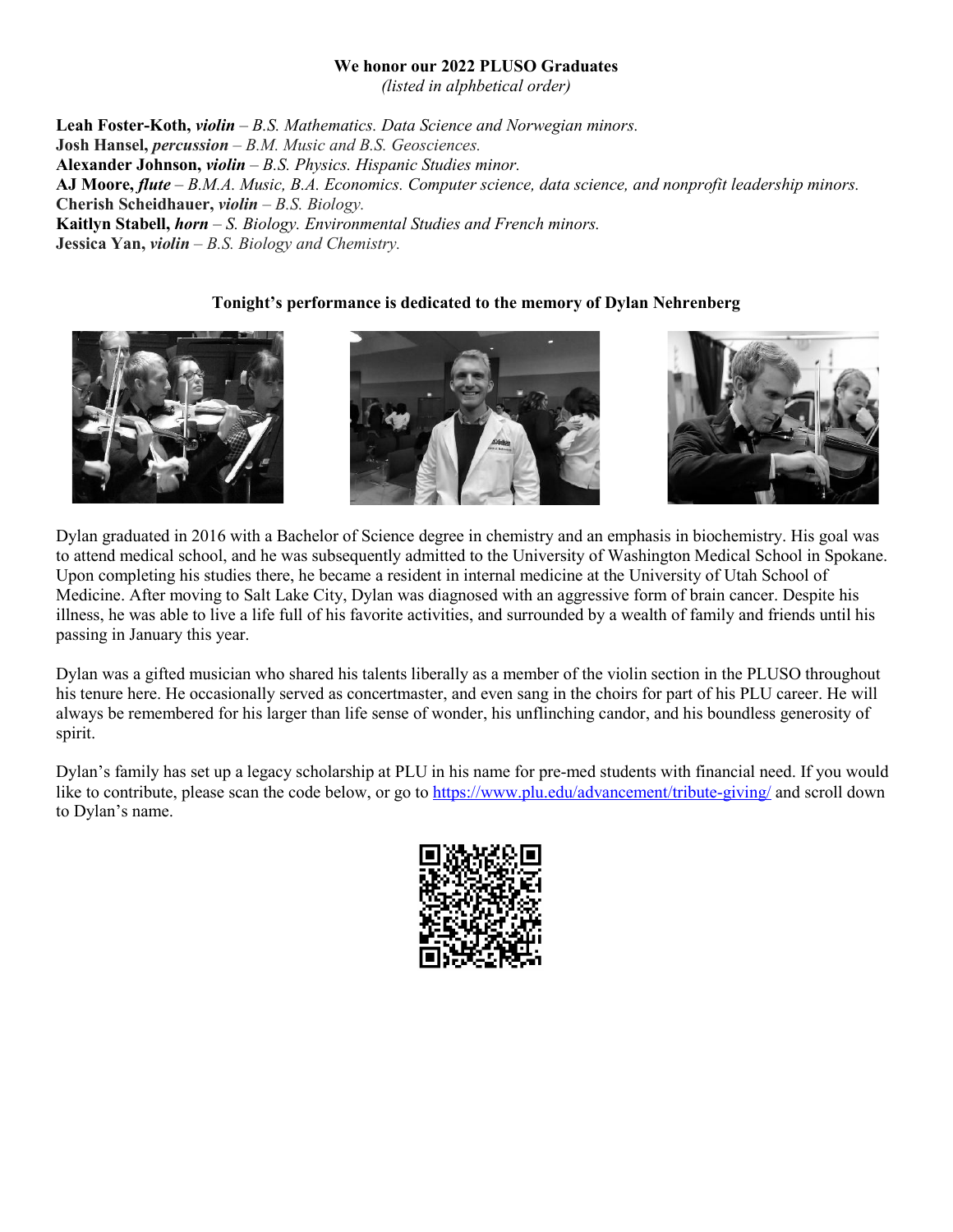**We honor our 2022 PLUSO Graduates**

*(listed in alphbetical order)*

**Leah Foster-Koth,** ***violin*** – *B.S. Mathematics. Data Science and Norwegian minors.*
**Josh Hansel,** ***percussion*** – *B.M. Music and B.S. Geosciences.*
**Alexander Johnson,** ***violin*** – *B.S. Physics. Hispanic Studies minor.*
**AJ Moore,** ***flute*** – *B.M.A. Music, B.A. Economics. Computer science, data science, and nonprofit leadership minors.*
**Cherish Scheidhauer,** ***violin*** – *B.S. Biology.*
**Kaitlyn Stabell,** ***horn*** – *S. Biology. Environmental Studies and French minors.*
**Jessica Yan,** ***violin*** – *B.S. Biology and Chemistry.*

**Tonight's performance is dedicated to the memory of Dylan Nehrenberg**

Dylan graduated in 2016 with a Bachelor of Science degree in chemistry and an emphasis in biochemistry. His goal was to attend medical school, and he was subsequently admitted to the University of Washington Medical School in Spokane. Upon completing his studies there, he became a resident in internal medicine at the University of Utah School of Medicine. After moving to Salt Lake City, Dylan was diagnosed with an aggressive form of brain cancer. Despite his illness, he was able to live a life full of his favorite activities, and surrounded by a wealth of family and friends until his passing in January this year.

Dylan was a gifted musician who shared his talents liberally as a member of the violin section in the PLUSO throughout his tenure here. He occasionally served as concertmaster, and even sang in the choirs for part of his PLU career. He will always be remembered for his larger than life sense of wonder, his unflinching candor, and his boundless generosity of spirit.

Dylan's family has set up a legacy scholarship at PLU in his name for pre-med students with financial need. If you would like to contribute, please scan the code below, or go to https://www.plu.edu/advancement/tribute-giving/ and scroll down to Dylan's name.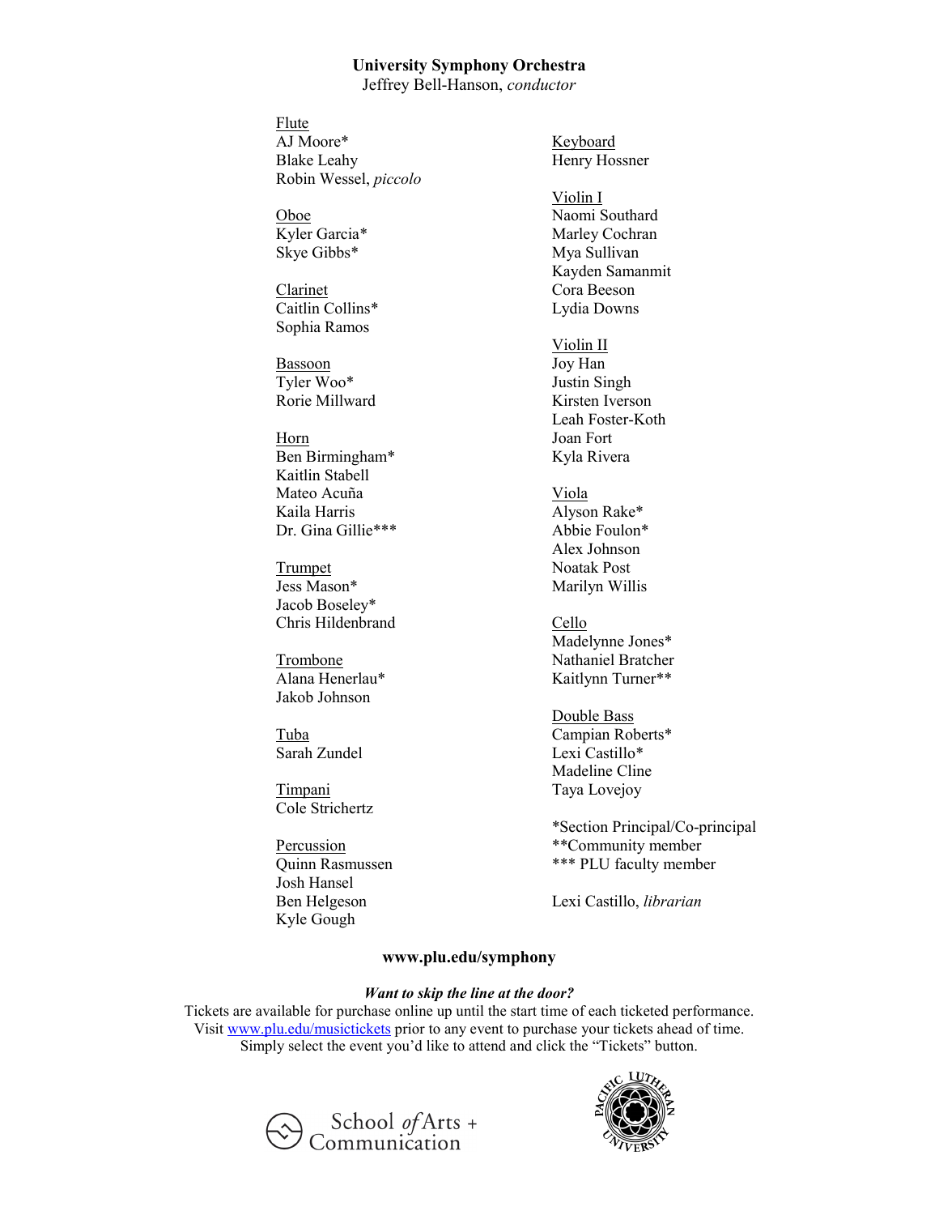**University Symphony Orchestra**
Jeffrey Bell-Hanson, *conductor*

Flute
AJ Moore*
Blake Leahy
Robin Wessel, *piccolo*

Oboe
Kyler Garcia*
Skye Gibbs*

Clarinet
Caitlin Collins*
Sophia Ramos

Bassoon
Tyler Woo*
Rorie Millward

Horn
Ben Birmingham*
Kaitlin Stabell
Mateo Acuña
Kaila Harris
Dr. Gina Gillie***

Trumpet
Jess Mason*
Jacob Boseley*
Chris Hildenbrand

Trombone
Alana Henerlau*
Jakob Johnson

Tuba
Sarah Zundel

Timpani
Cole Strichertz

Percussion
Quinn Rasmussen
Josh Hansel
Ben Helgeson
Kyle Gough

Keyboard
Henry Hossner

Violin I
Naomi Southard
Marley Cochran
Mya Sullivan
Kayden Samanmit
Cora Beeson
Lydia Downs

Violin II
Joy Han
Justin Singh
Kirsten Iverson
Leah Foster-Koth
Joan Fort
Kyla Rivera

Viola
Alyson Rake*
Abbie Foulon*
Alex Johnson
Noatak Post
Marilyn Willis

Cello
Madelynne Jones*
Nathaniel Bratcher
Kaitlynn Turner**

Double Bass
Campian Roberts*
Lexi Castillo*
Madeline Cline
Taya Lovejoy

*Section Principal/Co-principal
**Community member
*** PLU faculty member

Lexi Castillo, *librarian*

**www.plu.edu/symphony**

***Want to skip the line at the door?***
Tickets are available for purchase online up until the start time of each ticketed performance. Visit www.plu.edu/musictickets prior to any event to purchase your tickets ahead of time. Simply select the event you'd like to attend and click the "Tickets" button.

School *of* Arts + Communication

Pacific Lutheran University